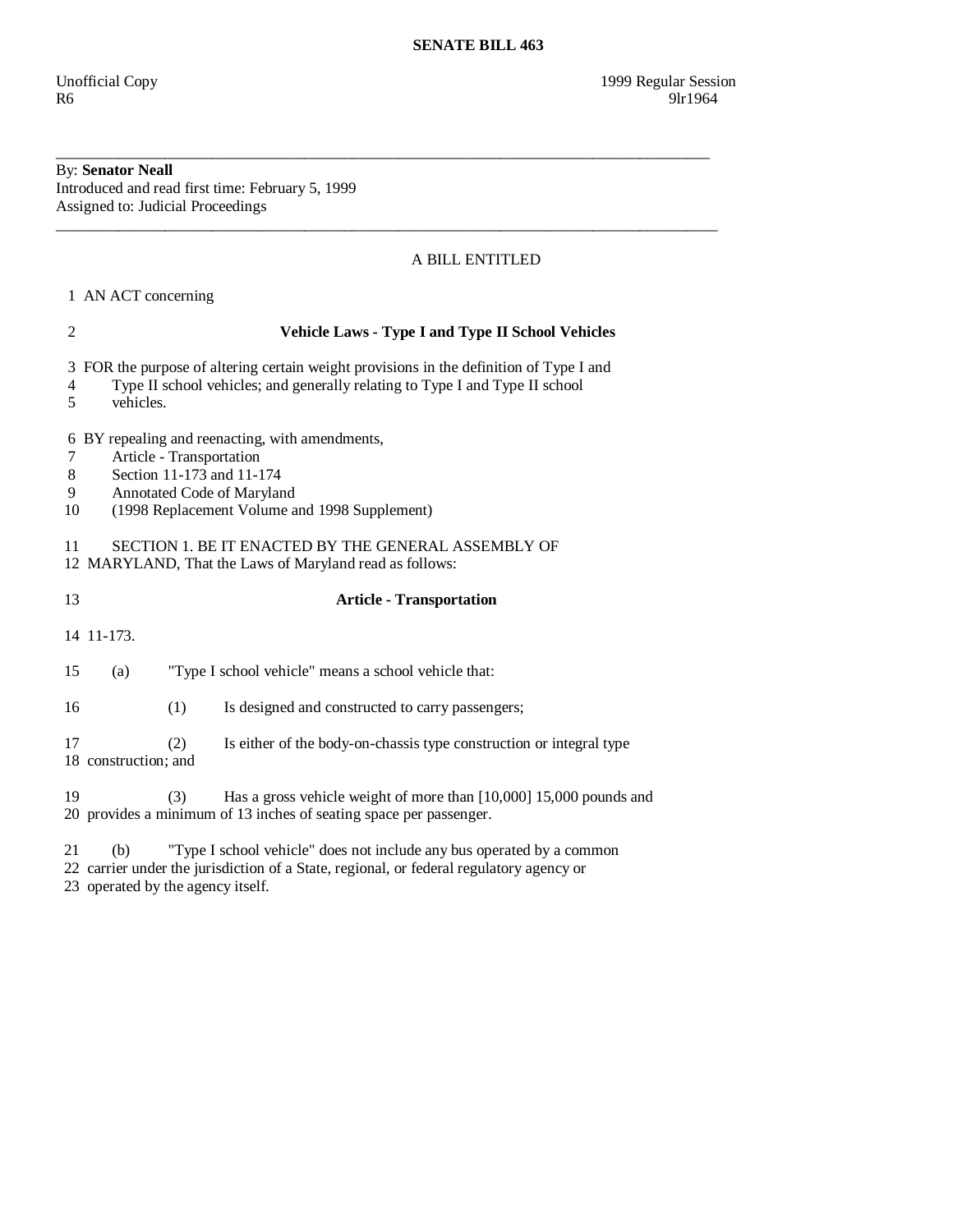**SENATE BILL 463**

Unofficial Copy
R6

1999 Regular Session
9lr1964

---

By: **Senator Neall**
Introduced and read first time: February 5, 1999
Assigned to: Judicial Proceedings

---

A BILL ENTITLED

1 AN ACT concerning

2 **Vehicle Laws - Type I and Type II School Vehicles**

3 FOR the purpose of altering certain weight provisions in the definition of Type I and
4 Type II school vehicles; and generally relating to Type I and Type II school
5 vehicles.

6 BY repealing and reenacting, with amendments,
7 Article - Transportation
8 Section 11-173 and 11-174
9 Annotated Code of Maryland
10 (1998 Replacement Volume and 1998 Supplement)

11 SECTION 1. BE IT ENACTED BY THE GENERAL ASSEMBLY OF
12 MARYLAND, That the Laws of Maryland read as follows:

13 **Article - Transportation**

14 11-173.

15 (a) "Type I school vehicle" means a school vehicle that:

16 (1) Is designed and constructed to carry passengers;

17 (2) Is either of the body-on-chassis type construction or integral type
18 construction; and

19 (3) Has a gross vehicle weight of more than [10,000] 15,000 pounds and
20 provides a minimum of 13 inches of seating space per passenger.

21 (b) "Type I school vehicle" does not include any bus operated by a common
22 carrier under the jurisdiction of a State, regional, or federal regulatory agency or
23 operated by the agency itself.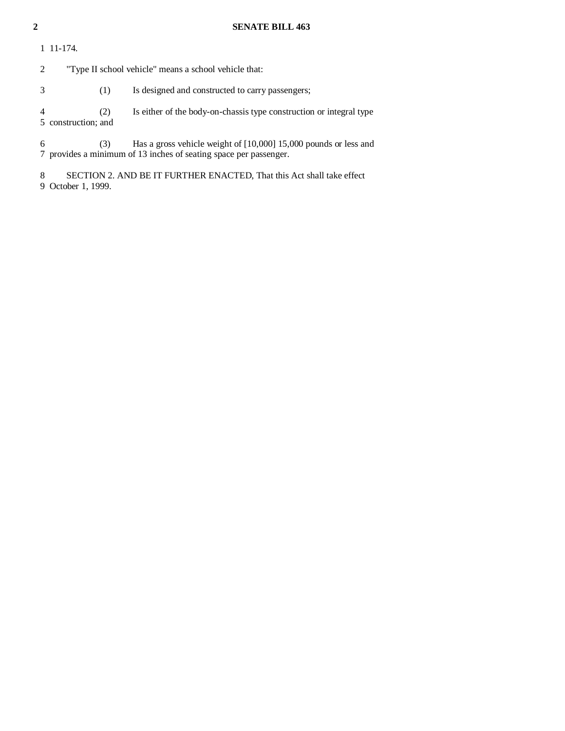11-174.

"Type II school vehicle" means a school vehicle that:

(1) Is designed and constructed to carry passengers;

(2) Is either of the body-on-chassis type construction or integral type construction; and

(3) Has a gross vehicle weight of [10,000] 15,000 pounds or less and provides a minimum of 13 inches of seating space per passenger.

SECTION 2. AND BE IT FURTHER ENACTED, That this Act shall take effect October 1, 1999.